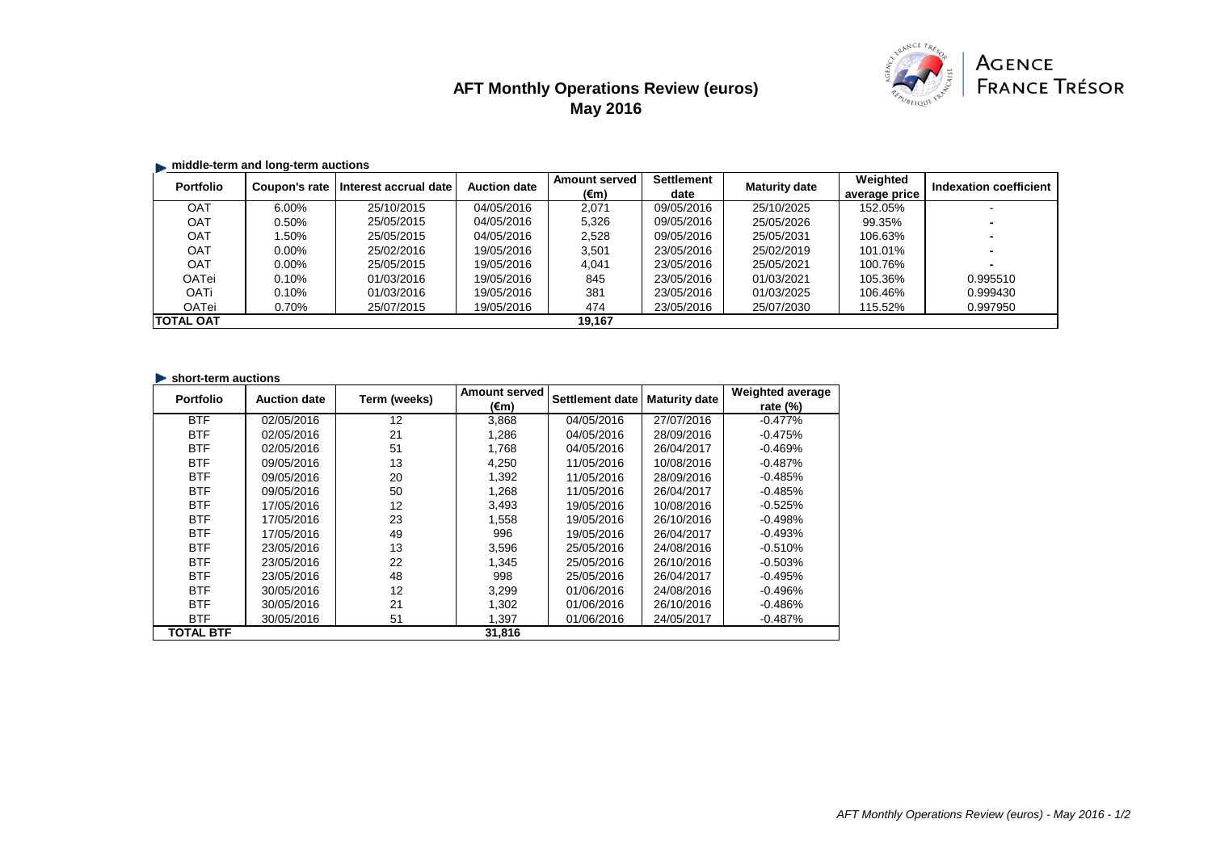# AFT Monthly Operations Review (euros)
## May 2016

AGENCE FRANCE TRÉSOR

### middle-term and long-term auctions

| Portfolio | Coupon's rate | Interest accrual date | Auction date | Amount served (€m) | Settlement date | Maturity date | Weighted average price | Indexation coefficient |
|---|---|---|---|---|---|---|---|---|
| OAT | 6.00% | 25/10/2015 | 04/05/2016 | 2,071 | 09/05/2016 | 25/10/2025 | 152.05% | - |
| OAT | 0.50% | 25/05/2015 | 04/05/2016 | 5,326 | 09/05/2016 | 25/05/2026 | 99.35% | - |
| OAT | 1.50% | 25/05/2015 | 04/05/2016 | 2,528 | 09/05/2016 | 25/05/2031 | 106.63% | - |
| OAT | 0.00% | 25/02/2016 | 19/05/2016 | 3,501 | 23/05/2016 | 25/02/2019 | 101.01% | - |
| OAT | 0.00% | 25/05/2015 | 19/05/2016 | 4,041 | 23/05/2016 | 25/05/2021 | 100.76% | - |
| OATei | 0.10% | 01/03/2016 | 19/05/2016 | 845 | 23/05/2016 | 01/03/2021 | 105.36% | 0.995510 |
| OATi | 0.10% | 01/03/2016 | 19/05/2016 | 381 | 23/05/2016 | 01/03/2025 | 106.46% | 0.999430 |
| OATei | 0.70% | 25/07/2015 | 19/05/2016 | 474 | 23/05/2016 | 25/07/2030 | 115.52% | 0.997950 |
| **TOTAL OAT** | | | | **19,167** | | | | |

### short-term auctions

| Portfolio | Auction date | Term (weeks) | Amount served (€m) | Settlement date | Maturity date | Weighted average rate (%) |
|---|---|---|---|---|---|---|
| BTF | 02/05/2016 | 12 | 3,868 | 04/05/2016 | 27/07/2016 | -0.477% |
| BTF | 02/05/2016 | 21 | 1,286 | 04/05/2016 | 28/09/2016 | -0.475% |
| BTF | 02/05/2016 | 51 | 1,768 | 04/05/2016 | 26/04/2017 | -0.469% |
| BTF | 09/05/2016 | 13 | 4,250 | 11/05/2016 | 10/08/2016 | -0.487% |
| BTF | 09/05/2016 | 20 | 1,392 | 11/05/2016 | 28/09/2016 | -0.485% |
| BTF | 09/05/2016 | 50 | 1,268 | 11/05/2016 | 26/04/2017 | -0.485% |
| BTF | 17/05/2016 | 12 | 3,493 | 19/05/2016 | 10/08/2016 | -0.525% |
| BTF | 17/05/2016 | 23 | 1,558 | 19/05/2016 | 26/10/2016 | -0.498% |
| BTF | 17/05/2016 | 49 | 996 | 19/05/2016 | 26/04/2017 | -0.493% |
| BTF | 23/05/2016 | 13 | 3,596 | 25/05/2016 | 24/08/2016 | -0.510% |
| BTF | 23/05/2016 | 22 | 1,345 | 25/05/2016 | 26/10/2016 | -0.503% |
| BTF | 23/05/2016 | 48 | 998 | 25/05/2016 | 26/04/2017 | -0.495% |
| BTF | 30/05/2016 | 12 | 3,299 | 01/06/2016 | 24/08/2016 | -0.496% |
| BTF | 30/05/2016 | 21 | 1,302 | 01/06/2016 | 26/10/2016 | -0.486% |
| BTF | 30/05/2016 | 51 | 1,397 | 01/06/2016 | 24/05/2017 | -0.487% |
| **TOTAL BTF** | | | **31,816** | | | |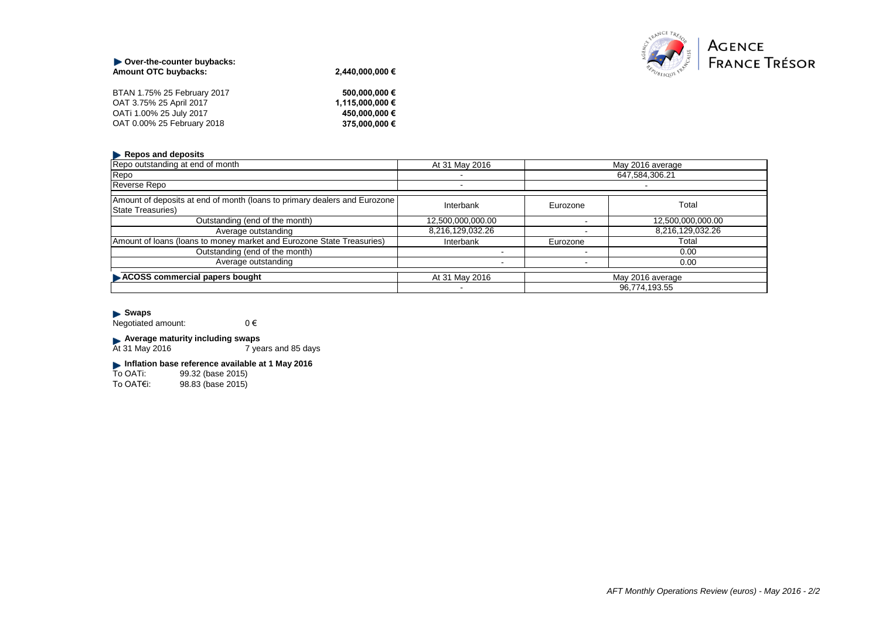### Over-the-counter buybacks:

| | |
|---|---|
| **Amount OTC buybacks:** | **2,440,000,000 €** |
| BTAN 1.75% 25 February 2017 | **500,000,000 €** |
| OAT 3.75% 25 April 2017 | **1,115,000,000 €** |
| OATi 1.00% 25 July 2017 | **450,000,000 €** |
| OAT 0.00% 25 February 2018 | **375,000,000 €** |

### Repos and deposits

| Repo outstanding at end of month | At 31 May 2016 | May 2016 average | |
|---|---|---|---|
| Repo | - | 647,584,306.21 | |
| Reverse Repo | - | - | |
| Amount of deposits at end of month (loans to primary dealers and Eurozone State Treasuries) | Interbank | Eurozone | Total |
| Outstanding (end of the month) | 12,500,000,000.00 | - | 12,500,000,000.00 |
| Average outstanding | 8,216,129,032.26 | - | 8,216,129,032.26 |
| Amount of loans (loans to money market and Eurozone State Treasuries) | Interbank | Eurozone | Total |
| Outstanding (end of the month) | - | - | 0.00 |
| Average outstanding | - | - | 0.00 |

| ACOSS commercial papers bought | At 31 May 2016 | May 2016 average |
|---|---|---|
| | - | 96,774,193.55 |

### Swaps

Negotiated amount: 0 €

### Average maturity including swaps

At 31 May 2016 7 years and 85 days

### Inflation base reference available at 1 May 2016

To OATi: 99.32 (base 2015)

To OAT€i: 98.83 (base 2015)